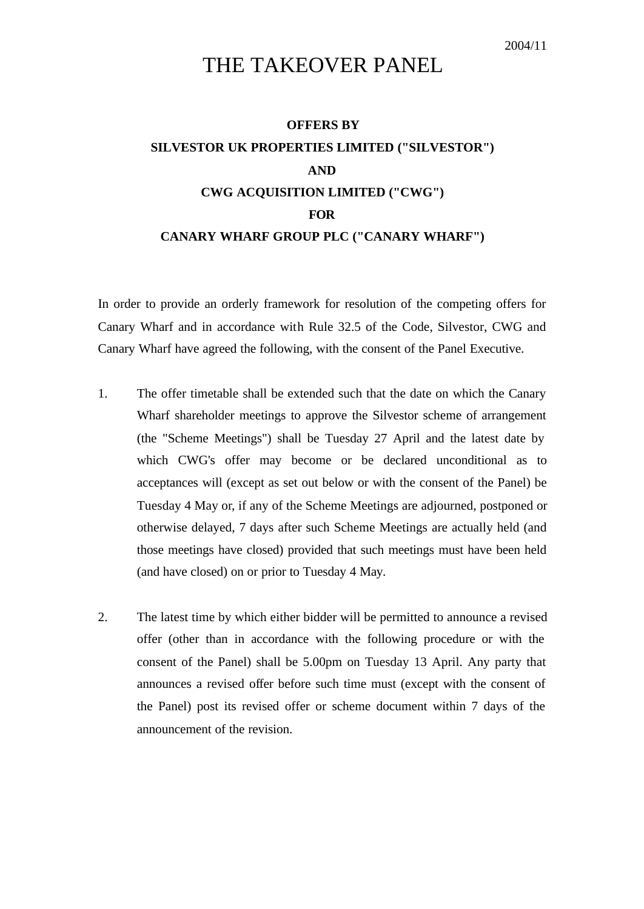2004/11

# THE TAKEOVER PANEL

**OFFERS BY**

**SILVESTOR UK PROPERTIES LIMITED ("SILVESTOR")**

**AND**

**CWG ACQUISITION LIMITED ("CWG")**

**FOR**

**CANARY WHARF GROUP PLC ("CANARY WHARF")**

In order to provide an orderly framework for resolution of the competing offers for Canary Wharf and in accordance with Rule 32.5 of the Code, Silvestor, CWG and Canary Wharf have agreed the following, with the consent of the Panel Executive.

1. The offer timetable shall be extended such that the date on which the Canary Wharf shareholder meetings to approve the Silvestor scheme of arrangement (the "Scheme Meetings") shall be Tuesday 27 April and the latest date by which CWG's offer may become or be declared unconditional as to acceptances will (except as set out below or with the consent of the Panel) be Tuesday 4 May or, if any of the Scheme Meetings are adjourned, postponed or otherwise delayed, 7 days after such Scheme Meetings are actually held (and those meetings have closed) provided that such meetings must have been held (and have closed) on or prior to Tuesday 4 May.

2. The latest time by which either bidder will be permitted to announce a revised offer (other than in accordance with the following procedure or with the consent of the Panel) shall be 5.00pm on Tuesday 13 April. Any party that announces a revised offer before such time must (except with the consent of the Panel) post its revised offer or scheme document within 7 days of the announcement of the revision.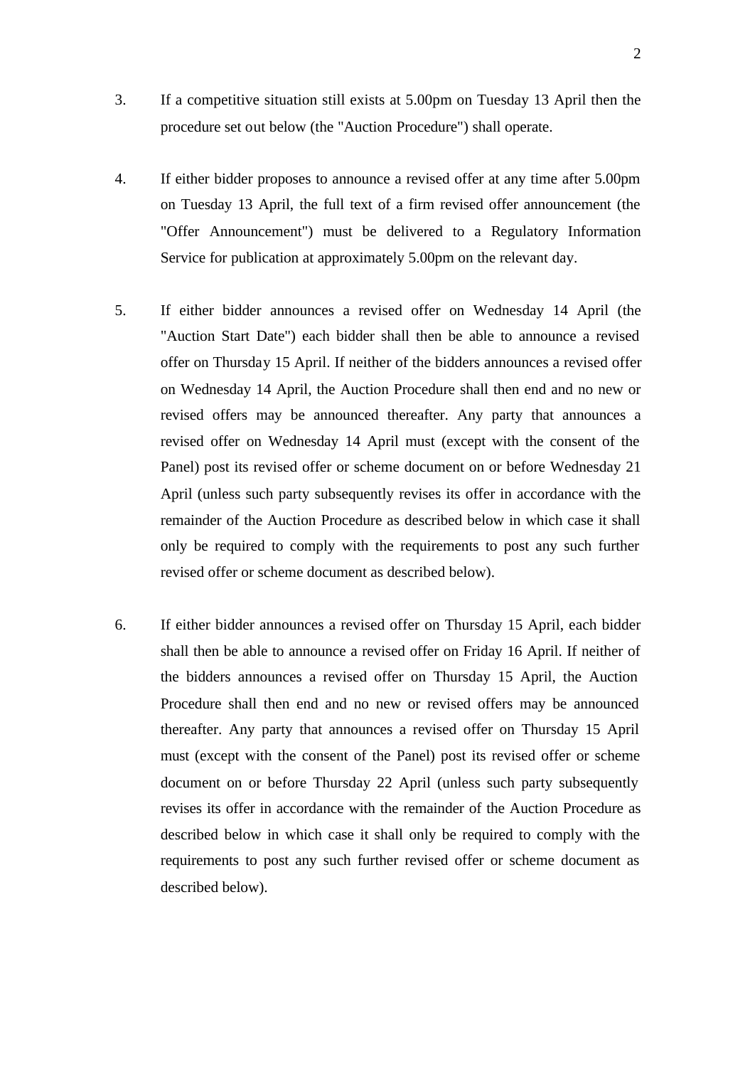3. If a competitive situation still exists at 5.00pm on Tuesday 13 April then the procedure set out below (the "Auction Procedure") shall operate.

4. If either bidder proposes to announce a revised offer at any time after 5.00pm on Tuesday 13 April, the full text of a firm revised offer announcement (the "Offer Announcement") must be delivered to a Regulatory Information Service for publication at approximately 5.00pm on the relevant day.

5. If either bidder announces a revised offer on Wednesday 14 April (the "Auction Start Date") each bidder shall then be able to announce a revised offer on Thursday 15 April. If neither of the bidders announces a revised offer on Wednesday 14 April, the Auction Procedure shall then end and no new or revised offers may be announced thereafter. Any party that announces a revised offer on Wednesday 14 April must (except with the consent of the Panel) post its revised offer or scheme document on or before Wednesday 21 April (unless such party subsequently revises its offer in accordance with the remainder of the Auction Procedure as described below in which case it shall only be required to comply with the requirements to post any such further revised offer or scheme document as described below).

6. If either bidder announces a revised offer on Thursday 15 April, each bidder shall then be able to announce a revised offer on Friday 16 April. If neither of the bidders announces a revised offer on Thursday 15 April, the Auction Procedure shall then end and no new or revised offers may be announced thereafter. Any party that announces a revised offer on Thursday 15 April must (except with the consent of the Panel) post its revised offer or scheme document on or before Thursday 22 April (unless such party subsequently revises its offer in accordance with the remainder of the Auction Procedure as described below in which case it shall only be required to comply with the requirements to post any such further revised offer or scheme document as described below).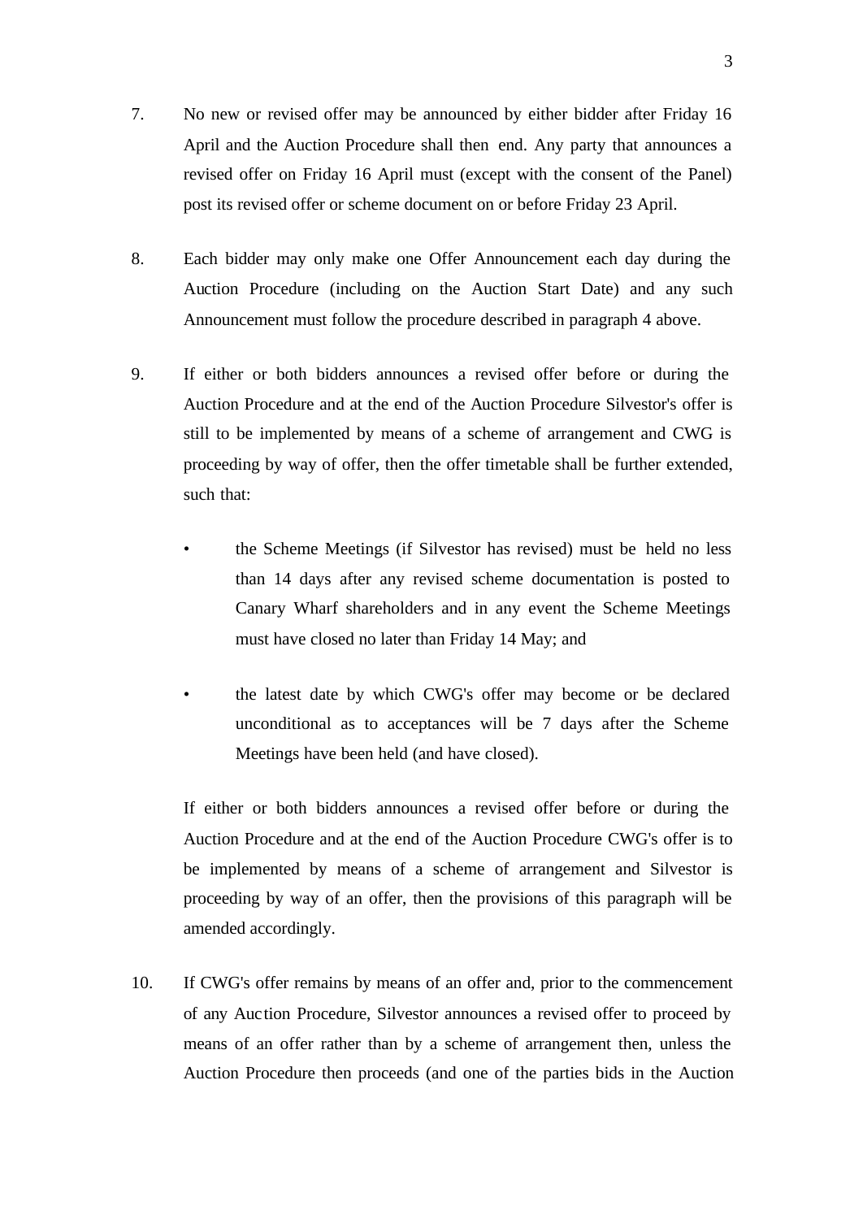7. No new or revised offer may be announced by either bidder after Friday 16 April and the Auction Procedure shall then end. Any party that announces a revised offer on Friday 16 April must (except with the consent of the Panel) post its revised offer or scheme document on or before Friday 23 April.

8. Each bidder may only make one Offer Announcement each day during the Auction Procedure (including on the Auction Start Date) and any such Announcement must follow the procedure described in paragraph 4 above.

9. If either or both bidders announces a revised offer before or during the Auction Procedure and at the end of the Auction Procedure Silvestor's offer is still to be implemented by means of a scheme of arrangement and CWG is proceeding by way of offer, then the offer timetable shall be further extended, such that:

   - the Scheme Meetings (if Silvestor has revised) must be held no less than 14 days after any revised scheme documentation is posted to Canary Wharf shareholders and in any event the Scheme Meetings must have closed no later than Friday 14 May; and

   - the latest date by which CWG's offer may become or be declared unconditional as to acceptances will be 7 days after the Scheme Meetings have been held (and have closed).

   If either or both bidders announces a revised offer before or during the Auction Procedure and at the end of the Auction Procedure CWG's offer is to be implemented by means of a scheme of arrangement and Silvestor is proceeding by way of an offer, then the provisions of this paragraph will be amended accordingly.

10. If CWG's offer remains by means of an offer and, prior to the commencement of any Auction Procedure, Silvestor announces a revised offer to proceed by means of an offer rather than by a scheme of arrangement then, unless the Auction Procedure then proceeds (and one of the parties bids in the Auction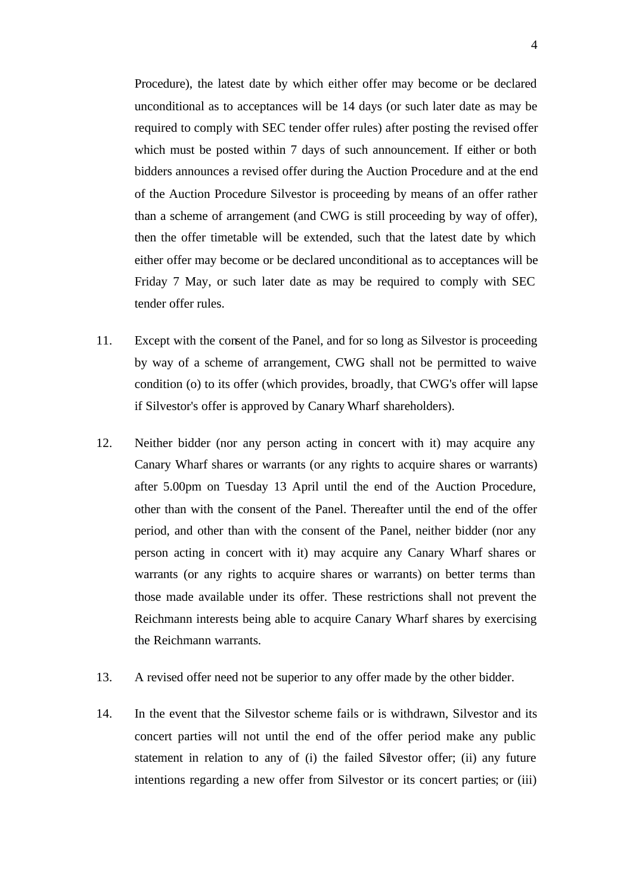Procedure), the latest date by which either offer may become or be declared unconditional as to acceptances will be 14 days (or such later date as may be required to comply with SEC tender offer rules) after posting the revised offer which must be posted within 7 days of such announcement. If either or both bidders announces a revised offer during the Auction Procedure and at the end of the Auction Procedure Silvestor is proceeding by means of an offer rather than a scheme of arrangement (and CWG is still proceeding by way of offer), then the offer timetable will be extended, such that the latest date by which either offer may become or be declared unconditional as to acceptances will be Friday 7 May, or such later date as may be required to comply with SEC tender offer rules.

11. Except with the consent of the Panel, and for so long as Silvestor is proceeding by way of a scheme of arrangement, CWG shall not be permitted to waive condition (o) to its offer (which provides, broadly, that CWG's offer will lapse if Silvestor's offer is approved by Canary Wharf shareholders).

12. Neither bidder (nor any person acting in concert with it) may acquire any Canary Wharf shares or warrants (or any rights to acquire shares or warrants) after 5.00pm on Tuesday 13 April until the end of the Auction Procedure, other than with the consent of the Panel. Thereafter until the end of the offer period, and other than with the consent of the Panel, neither bidder (nor any person acting in concert with it) may acquire any Canary Wharf shares or warrants (or any rights to acquire shares or warrants) on better terms than those made available under its offer. These restrictions shall not prevent the Reichmann interests being able to acquire Canary Wharf shares by exercising the Reichmann warrants.

13. A revised offer need not be superior to any offer made by the other bidder.

14. In the event that the Silvestor scheme fails or is withdrawn, Silvestor and its concert parties will not until the end of the offer period make any public statement in relation to any of (i) the failed Silvestor offer; (ii) any future intentions regarding a new offer from Silvestor or its concert parties; or (iii)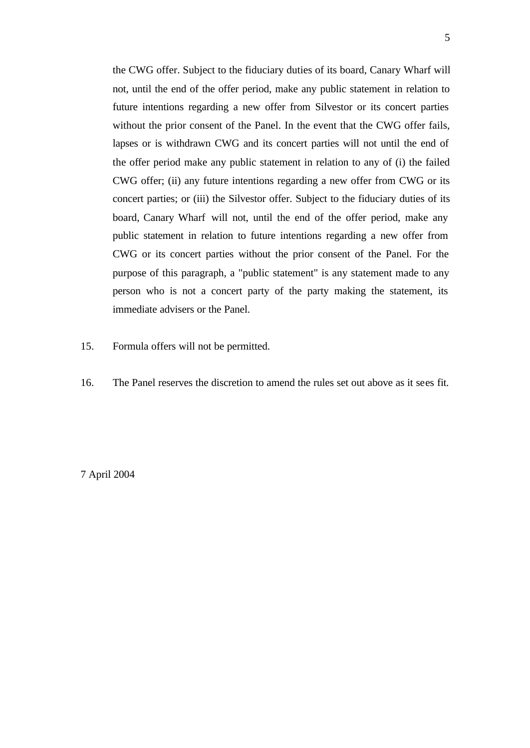the CWG offer. Subject to the fiduciary duties of its board, Canary Wharf will not, until the end of the offer period, make any public statement in relation to future intentions regarding a new offer from Silvestor or its concert parties without the prior consent of the Panel. In the event that the CWG offer fails, lapses or is withdrawn CWG and its concert parties will not until the end of the offer period make any public statement in relation to any of (i) the failed CWG offer; (ii) any future intentions regarding a new offer from CWG or its concert parties; or (iii) the Silvestor offer. Subject to the fiduciary duties of its board, Canary Wharf will not, until the end of the offer period, make any public statement in relation to future intentions regarding a new offer from CWG or its concert parties without the prior consent of the Panel. For the purpose of this paragraph, a "public statement" is any statement made to any person who is not a concert party of the party making the statement, its immediate advisers or the Panel.

15. Formula offers will not be permitted.

16. The Panel reserves the discretion to amend the rules set out above as it sees fit.

7 April 2004